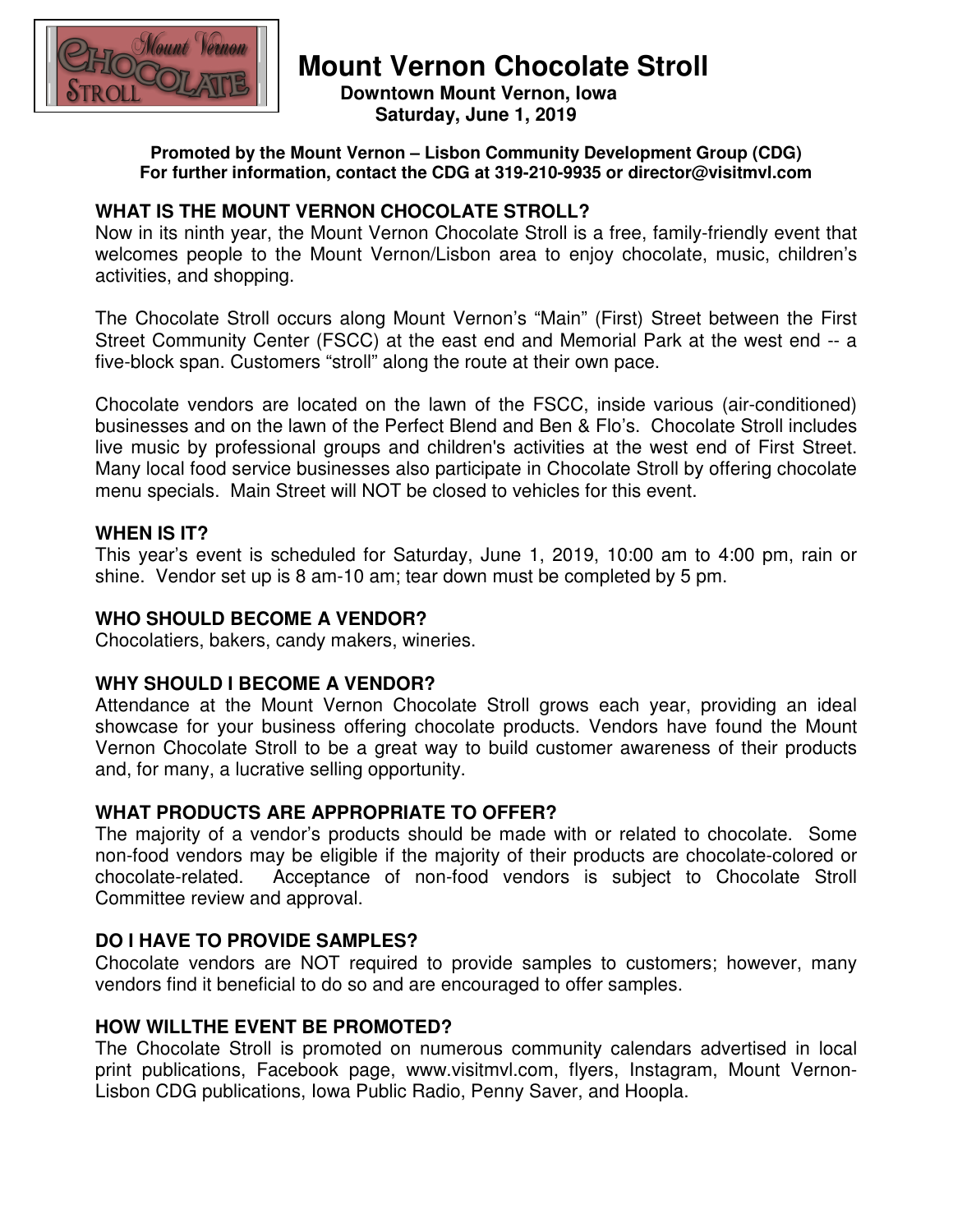# Mount Vernon Chocolate Stroll

**Downtown Mount Vernon, Iowa**
**Saturday, June 1, 2019**

**Promoted by the Mount Vernon – Lisbon Community Development Group (CDG)**
**For further information, contact the CDG at 319-210-9935 or director@visitmvl.com**

## WHAT IS THE MOUNT VERNON CHOCOLATE STROLL?

Now in its ninth year, the Mount Vernon Chocolate Stroll is a free, family-friendly event that welcomes people to the Mount Vernon/Lisbon area to enjoy chocolate, music, children's activities, and shopping.

The Chocolate Stroll occurs along Mount Vernon's "Main" (First) Street between the First Street Community Center (FSCC) at the east end and Memorial Park at the west end -- a five-block span. Customers "stroll" along the route at their own pace.

Chocolate vendors are located on the lawn of the FSCC, inside various (air-conditioned) businesses and on the lawn of the Perfect Blend and Ben & Flo's. Chocolate Stroll includes live music by professional groups and children's activities at the west end of First Street. Many local food service businesses also participate in Chocolate Stroll by offering chocolate menu specials. Main Street will NOT be closed to vehicles for this event.

## WHEN IS IT?

This year's event is scheduled for Saturday, June 1, 2019, 10:00 am to 4:00 pm, rain or shine. Vendor set up is 8 am-10 am; tear down must be completed by 5 pm.

## WHO SHOULD BECOME A VENDOR?

Chocolatiers, bakers, candy makers, wineries.

## WHY SHOULD I BECOME A VENDOR?

Attendance at the Mount Vernon Chocolate Stroll grows each year, providing an ideal showcase for your business offering chocolate products. Vendors have found the Mount Vernon Chocolate Stroll to be a great way to build customer awareness of their products and, for many, a lucrative selling opportunity.

## WHAT PRODUCTS ARE APPROPRIATE TO OFFER?

The majority of a vendor's products should be made with or related to chocolate. Some non-food vendors may be eligible if the majority of their products are chocolate-colored or chocolate-related. Acceptance of non-food vendors is subject to Chocolate Stroll Committee review and approval.

## DO I HAVE TO PROVIDE SAMPLES?

Chocolate vendors are NOT required to provide samples to customers; however, many vendors find it beneficial to do so and are encouraged to offer samples.

## HOW WILLTHE EVENT BE PROMOTED?

The Chocolate Stroll is promoted on numerous community calendars advertised in local print publications, Facebook page, www.visitmvl.com, flyers, Instagram, Mount Vernon-Lisbon CDG publications, Iowa Public Radio, Penny Saver, and Hoopla.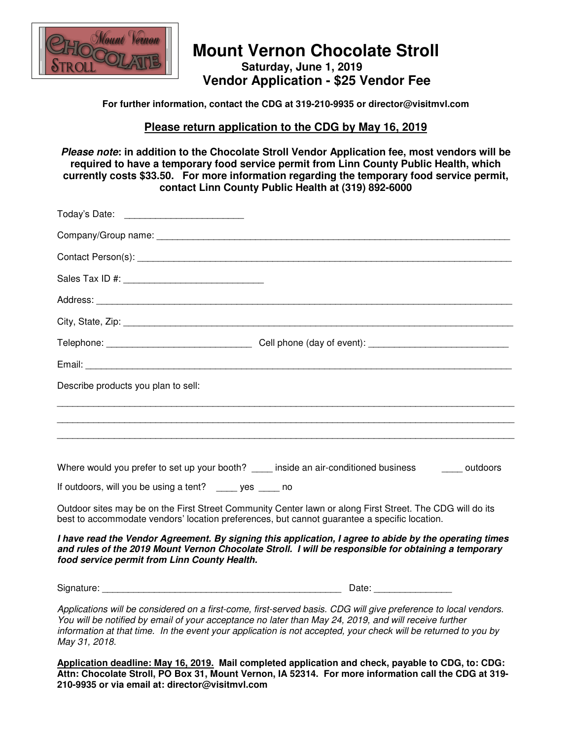# Mount Vernon Chocolate Stroll

**Saturday, June 1, 2019**

**Vendor Application - $25 Vendor Fee**

**For further information, contact the CDG at 319-210-9935 or director@visitmvl.com**

**Please return application to the CDG by May 16, 2019**

***Please note*: in addition to the Chocolate Stroll Vendor Application fee, most vendors will be required to have a temporary food service permit from Linn County Public Health, which currently costs $33.50. For more information regarding the temporary food service permit, contact Linn County Public Health at (319) 892-6000**

Today's Date: _______________________

Company/Group name: ____________________________________________________________________

Contact Person(s): ________________________________________________________________________

Sales Tax ID #: ___________________________

Address: _______________________________________________________________________________

City, State, Zip: __________________________________________________________________________

Telephone: ____________________________ Cell phone (day of event): ___________________________

Email: _________________________________________________________________________________

Describe products you plan to sell:

________________________________________________________________________________________

________________________________________________________________________________________

________________________________________________________________________________________

Where would you prefer to set up your booth? ____ inside an air-conditioned business ____ outdoors

If outdoors, will you be using a tent? ____ yes ____ no

Outdoor sites may be on the First Street Community Center lawn or along First Street. The CDG will do its best to accommodate vendors' location preferences, but cannot guarantee a specific location.

***I have read the Vendor Agreement. By signing this application, I agree to abide by the operating times and rules of the 2019 Mount Vernon Chocolate Stroll. I will be responsible for obtaining a temporary food service permit from Linn County Health.***

Signature: _______________________________________________ Date: _______________

*Applications will be considered on a first-come, first-served basis. CDG will give preference to local vendors. You will be notified by email of your acceptance no later than May 24, 2019, and will receive further information at that time. In the event your application is not accepted, your check will be returned to you by May 31, 2018.*

**Application deadline: May 16, 2019. Mail completed application and check, payable to CDG, to: CDG: Attn: Chocolate Stroll, PO Box 31, Mount Vernon, IA 52314. For more information call the CDG at 319-210-9935 or via email at: director@visitmvl.com**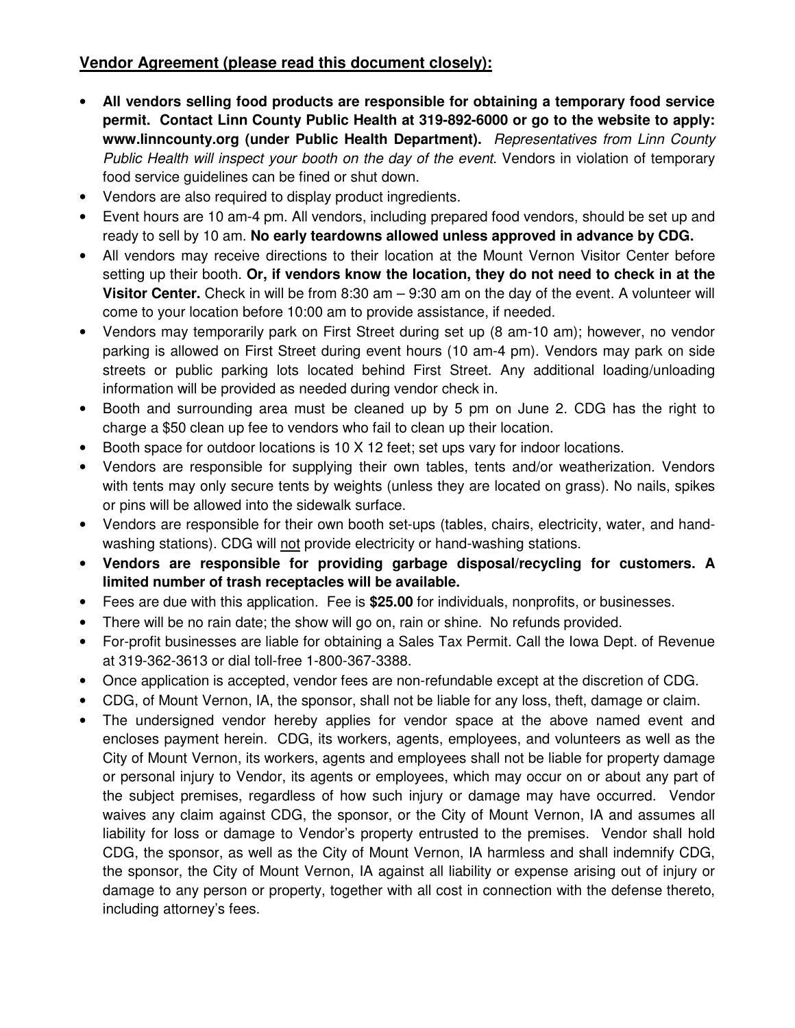**<u>Vendor Agreement (please read this document closely):</u>**

- **All vendors selling food products are responsible for obtaining a temporary food service permit. Contact Linn County Public Health at 319-892-6000 or go to the website to apply: www.linncounty.org (under Public Health Department).** *Representatives from Linn County Public Health will inspect your booth on the day of the event*. Vendors in violation of temporary food service guidelines can be fined or shut down.
- Vendors are also required to display product ingredients.
- Event hours are 10 am-4 pm. All vendors, including prepared food vendors, should be set up and ready to sell by 10 am. **No early teardowns allowed unless approved in advance by CDG.**
- All vendors may receive directions to their location at the Mount Vernon Visitor Center before setting up their booth. **Or, if vendors know the location, they do not need to check in at the Visitor Center.** Check in will be from 8:30 am – 9:30 am on the day of the event. A volunteer will come to your location before 10:00 am to provide assistance, if needed.
- Vendors may temporarily park on First Street during set up (8 am-10 am); however, no vendor parking is allowed on First Street during event hours (10 am-4 pm). Vendors may park on side streets or public parking lots located behind First Street. Any additional loading/unloading information will be provided as needed during vendor check in.
- Booth and surrounding area must be cleaned up by 5 pm on June 2. CDG has the right to charge a $50 clean up fee to vendors who fail to clean up their location.
- Booth space for outdoor locations is 10 X 12 feet; set ups vary for indoor locations.
- Vendors are responsible for supplying their own tables, tents and/or weatherization. Vendors with tents may only secure tents by weights (unless they are located on grass). No nails, spikes or pins will be allowed into the sidewalk surface.
- Vendors are responsible for their own booth set-ups (tables, chairs, electricity, water, and hand-washing stations). CDG will <u>not</u> provide electricity or hand-washing stations.
- **Vendors are responsible for providing garbage disposal/recycling for customers. A limited number of trash receptacles will be available.**
- Fees are due with this application. Fee is **$25.00** for individuals, nonprofits, or businesses.
- There will be no rain date; the show will go on, rain or shine. No refunds provided.
- For-profit businesses are liable for obtaining a Sales Tax Permit. Call the Iowa Dept. of Revenue at 319-362-3613 or dial toll-free 1-800-367-3388.
- Once application is accepted, vendor fees are non-refundable except at the discretion of CDG.
- CDG, of Mount Vernon, IA, the sponsor, shall not be liable for any loss, theft, damage or claim.
- The undersigned vendor hereby applies for vendor space at the above named event and encloses payment herein. CDG, its workers, agents, employees, and volunteers as well as the City of Mount Vernon, its workers, agents and employees shall not be liable for property damage or personal injury to Vendor, its agents or employees, which may occur on or about any part of the subject premises, regardless of how such injury or damage may have occurred. Vendor waives any claim against CDG, the sponsor, or the City of Mount Vernon, IA and assumes all liability for loss or damage to Vendor's property entrusted to the premises. Vendor shall hold CDG, the sponsor, as well as the City of Mount Vernon, IA harmless and shall indemnify CDG, the sponsor, the City of Mount Vernon, IA against all liability or expense arising out of injury or damage to any person or property, together with all cost in connection with the defense thereto, including attorney's fees.